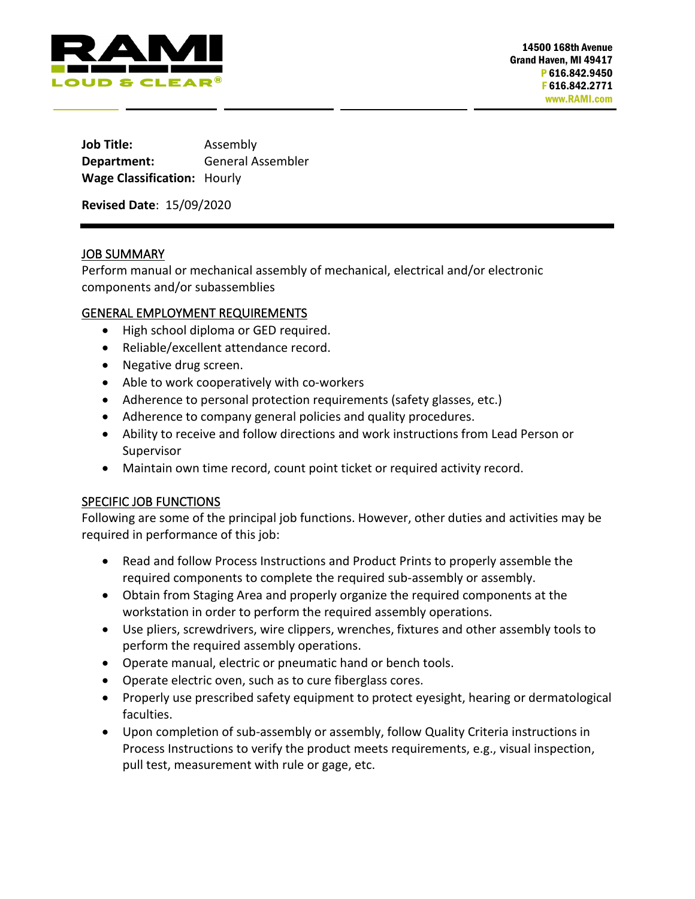RAMI
LOUD & CLEAR®

14500 168th Avenue
Grand Haven, MI 49417
P 616.842.9450
F 616.842.2771
www.RAMI.com

**Job Title:** Assembly
**Department:** General Assembler
**Wage Classification:** Hourly

**Revised Date**: 15/09/2020

---

## JOB SUMMARY

Perform manual or mechanical assembly of mechanical, electrical and/or electronic components and/or subassemblies

## GENERAL EMPLOYMENT REQUIREMENTS

- High school diploma or GED required.
- Reliable/excellent attendance record.
- Negative drug screen.
- Able to work cooperatively with co-workers
- Adherence to personal protection requirements (safety glasses, etc.)
- Adherence to company general policies and quality procedures.
- Ability to receive and follow directions and work instructions from Lead Person or Supervisor
- Maintain own time record, count point ticket or required activity record.

## SPECIFIC JOB FUNCTIONS

Following are some of the principal job functions. However, other duties and activities may be required in performance of this job:

- Read and follow Process Instructions and Product Prints to properly assemble the required components to complete the required sub-assembly or assembly.
- Obtain from Staging Area and properly organize the required components at the workstation in order to perform the required assembly operations.
- Use pliers, screwdrivers, wire clippers, wrenches, fixtures and other assembly tools to perform the required assembly operations.
- Operate manual, electric or pneumatic hand or bench tools.
- Operate electric oven, such as to cure fiberglass cores.
- Properly use prescribed safety equipment to protect eyesight, hearing or dermatological faculties.
- Upon completion of sub-assembly or assembly, follow Quality Criteria instructions in Process Instructions to verify the product meets requirements, e.g., visual inspection, pull test, measurement with rule or gage, etc.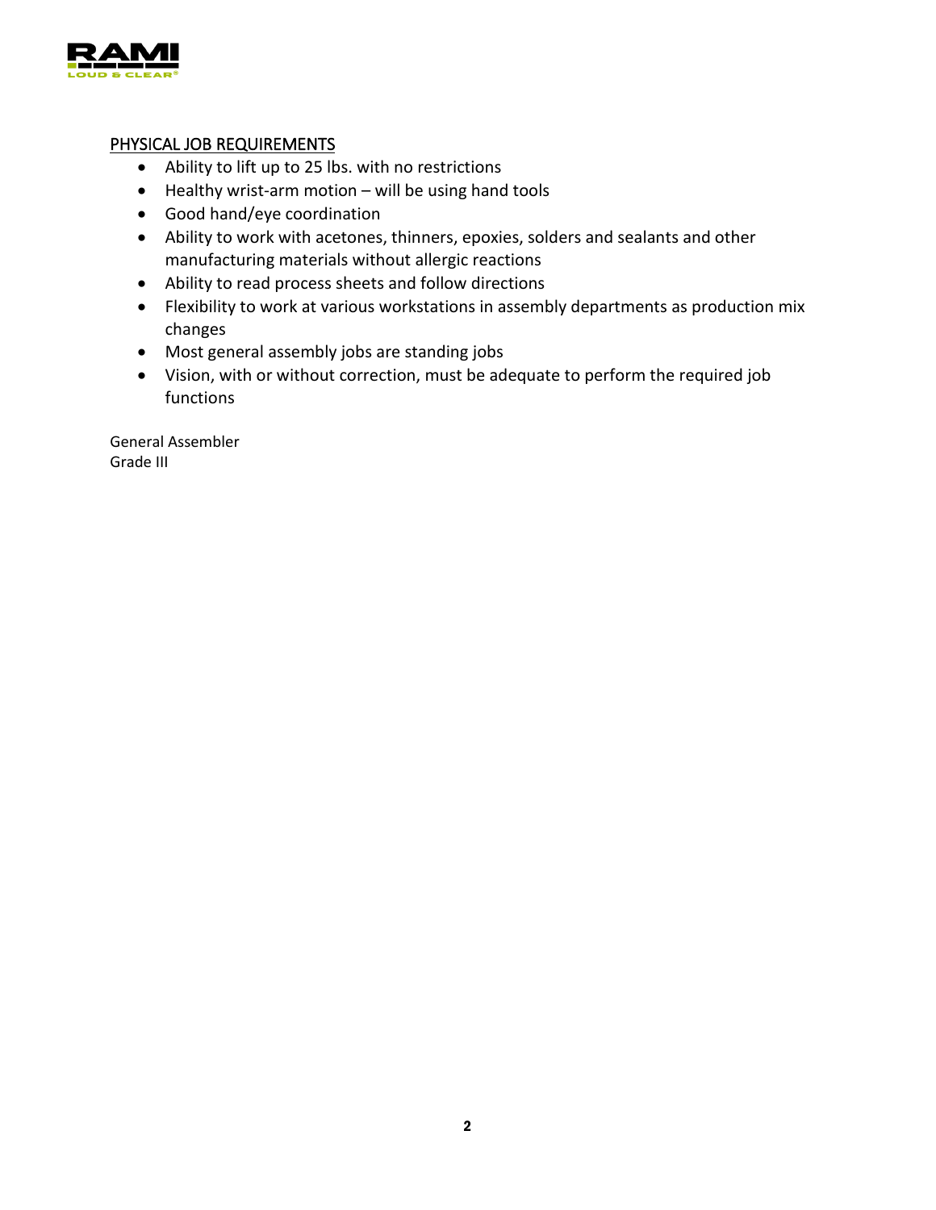## PHYSICAL JOB REQUIREMENTS

- Ability to lift up to 25 lbs. with no restrictions
- Healthy wrist-arm motion – will be using hand tools
- Good hand/eye coordination
- Ability to work with acetones, thinners, epoxies, solders and sealants and other manufacturing materials without allergic reactions
- Ability to read process sheets and follow directions
- Flexibility to work at various workstations in assembly departments as production mix changes
- Most general assembly jobs are standing jobs
- Vision, with or without correction, must be adequate to perform the required job functions

General Assembler
Grade III